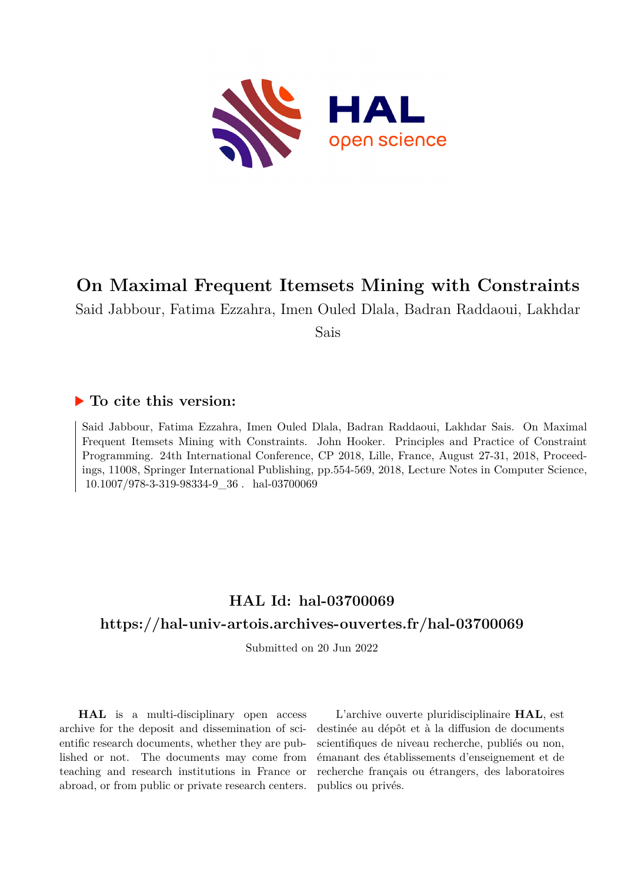# On Maximal Frequent Itemsets Mining with Constraints

Said Jabbour, Fatima Ezzahra, Imen Ouled Dlala, Badran Raddaoui, Lakhdar Sais

## ▶ To cite this version:

Said Jabbour, Fatima Ezzahra, Imen Ouled Dlala, Badran Raddaoui, Lakhdar Sais. On Maximal Frequent Itemsets Mining with Constraints. John Hooker. Principles and Practice of Constraint Programming. 24th International Conference, CP 2018, Lille, France, August 27-31, 2018, Proceedings, 11008, Springer International Publishing, pp.554-569, 2018, Lecture Notes in Computer Science, 10.1007/978-3-319-98334-9_36 . hal-03700069

## HAL Id: hal-03700069

## https://hal-univ-artois.archives-ouvertes.fr/hal-03700069

Submitted on 20 Jun 2022

**HAL** is a multi-disciplinary open access archive for the deposit and dissemination of scientific research documents, whether they are published or not. The documents may come from teaching and research institutions in France or abroad, or from public or private research centers.

L'archive ouverte pluridisciplinaire **HAL**, est destinée au dépôt et à la diffusion de documents scientifiques de niveau recherche, publiés ou non, émanant des établissements d'enseignement et de recherche français ou étrangers, des laboratoires publics ou privés.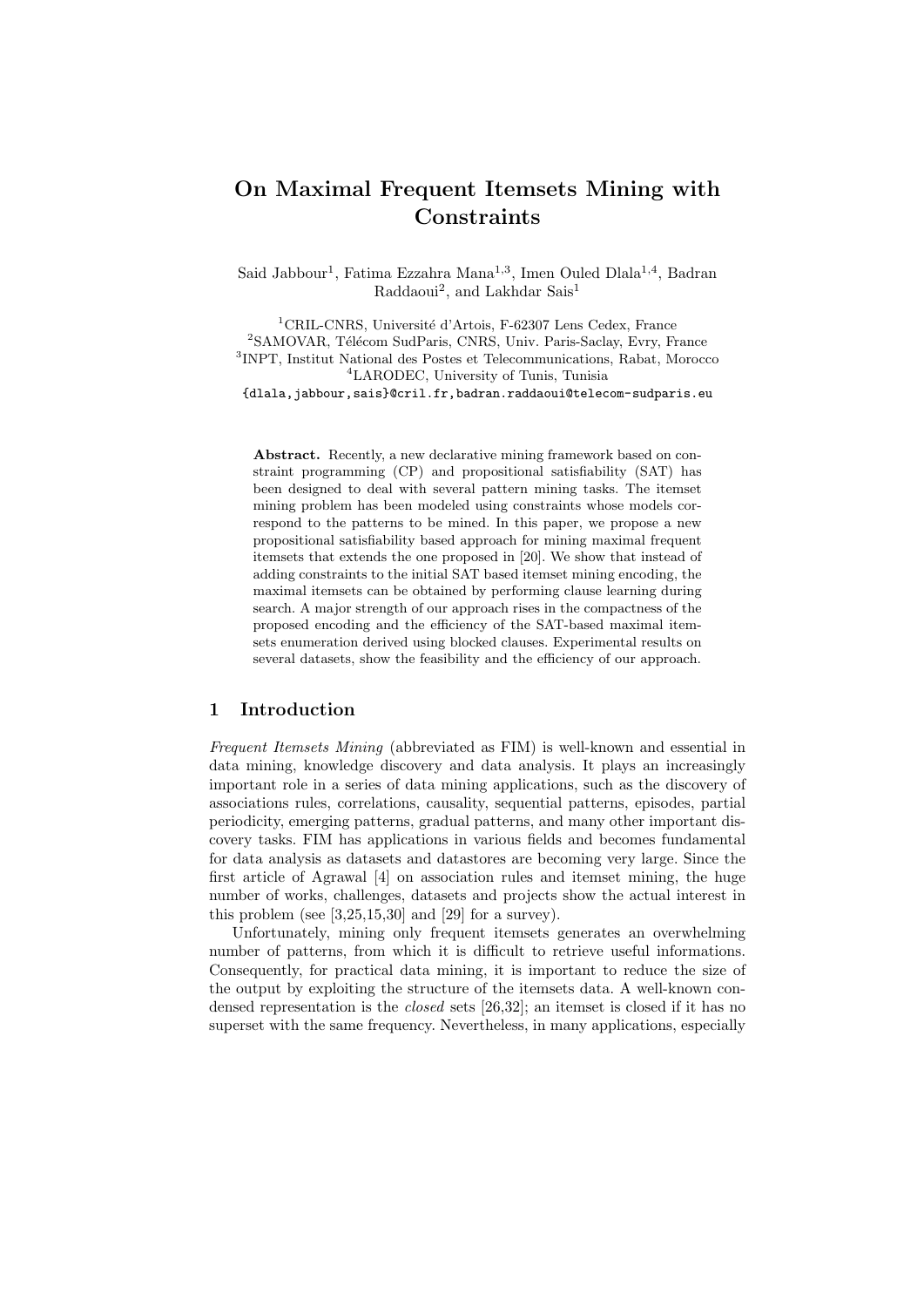# On Maximal Frequent Itemsets Mining with Constraints

Said Jabbour[1], Fatima Ezzahra Mana[1,3], Imen Ouled Dlala[1,4], Badran Raddaoui[2], and Lakhdar Sais[1]

[1]CRIL-CNRS, Université d'Artois, F-62307 Lens Cedex, France
[2]SAMOVAR, Télécom SudParis, CNRS, Univ. Paris-Saclay, Evry, France
[3]INPT, Institut National des Postes et Telecommunications, Rabat, Morocco
[4]LARODEC, University of Tunis, Tunisia
{dlala,jabbour,sais}@cril.fr,badran.raddaoui@telecom-sudparis.eu

**Abstract.** Recently, a new declarative mining framework based on constraint programming (CP) and propositional satisfiability (SAT) has been designed to deal with several pattern mining tasks. The itemset mining problem has been modeled using constraints whose models correspond to the patterns to be mined. In this paper, we propose a new propositional satisfiability based approach for mining maximal frequent itemsets that extends the one proposed in [20]. We show that instead of adding constraints to the initial SAT based itemset mining encoding, the maximal itemsets can be obtained by performing clause learning during search. A major strength of our approach rises in the compactness of the proposed encoding and the efficiency of the SAT-based maximal itemsets enumeration derived using blocked clauses. Experimental results on several datasets, show the feasibility and the efficiency of our approach.

## 1 Introduction

*Frequent Itemsets Mining* (abbreviated as FIM) is well-known and essential in data mining, knowledge discovery and data analysis. It plays an increasingly important role in a series of data mining applications, such as the discovery of associations rules, correlations, causality, sequential patterns, episodes, partial periodicity, emerging patterns, gradual patterns, and many other important discovery tasks. FIM has applications in various fields and becomes fundamental for data analysis as datasets and datastores are becoming very large. Since the first article of Agrawal [4] on association rules and itemset mining, the huge number of works, challenges, datasets and projects show the actual interest in this problem (see [3,25,15,30] and [29] for a survey).

Unfortunately, mining only frequent itemsets generates an overwhelming number of patterns, from which it is difficult to retrieve useful informations. Consequently, for practical data mining, it is important to reduce the size of the output by exploiting the structure of the itemsets data. A well-known condensed representation is the *closed* sets [26,32]; an itemset is closed if it has no superset with the same frequency. Nevertheless, in many applications, especially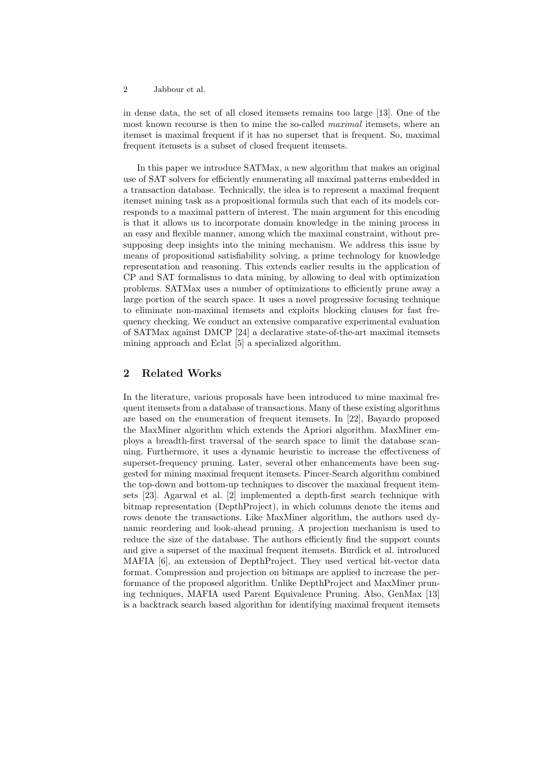in dense data, the set of all closed itemsets remains too large [13]. One of the most known recourse is then to mine the so-called *maximal* itemsets, where an itemset is maximal frequent if it has no superset that is frequent. So, maximal frequent itemsets is a subset of closed frequent itemsets.

In this paper we introduce SATMax, a new algorithm that makes an original use of SAT solvers for efficiently enumerating all maximal patterns embedded in a transaction database. Technically, the idea is to represent a maximal frequent itemset mining task as a propositional formula such that each of its models corresponds to a maximal pattern of interest. The main argument for this encoding is that it allows us to incorporate domain knowledge in the mining process in an easy and flexible manner, among which the maximal constraint, without presupposing deep insights into the mining mechanism. We address this issue by means of propositional satisfiability solving, a prime technology for knowledge representation and reasoning. This extends earlier results in the application of CP and SAT formalisms to data mining, by allowing to deal with optimization problems. SATMax uses a number of optimizations to efficiently prune away a large portion of the search space. It uses a novel progressive focusing technique to eliminate non-maximal itemsets and exploits blocking clauses for fast frequency checking. We conduct an extensive comparative experimental evaluation of SATMax against DMCP [24] a declarative state-of-the-art maximal itemsets mining approach and Eclat [5] a specialized algorithm.

## 2 Related Works

In the literature, various proposals have been introduced to mine maximal frequent itemsets from a database of transactions. Many of these existing algorithms are based on the enumeration of frequent itemsets. In [22], Bayardo proposed the MaxMiner algorithm which extends the Apriori algorithm. MaxMiner employs a breadth-first traversal of the search space to limit the database scanning. Furthermore, it uses a dynamic heuristic to increase the effectiveness of superset-frequency pruning. Later, several other enhancements have been suggested for mining maximal frequent itemsets. Pincer-Search algorithm combined the top-down and bottom-up techniques to discover the maximal frequent itemsets [23]. Agarwal et al. [2] implemented a depth-first search technique with bitmap representation (DepthProject), in which columns denote the items and rows denote the transactions. Like MaxMiner algorithm, the authors used dynamic reordering and look-ahead pruning. A projection mechanism is used to reduce the size of the database. The authors efficiently find the support counts and give a superset of the maximal frequent itemsets. Burdick et al. introduced MAFIA [6], an extension of DepthProject. They used vertical bit-vector data format. Compression and projection on bitmaps are applied to increase the performance of the proposed algorithm. Unlike DepthProject and MaxMiner pruning techniques, MAFIA used Parent Equivalence Pruning. Also, GenMax [13] is a backtrack search based algorithm for identifying maximal frequent itemsets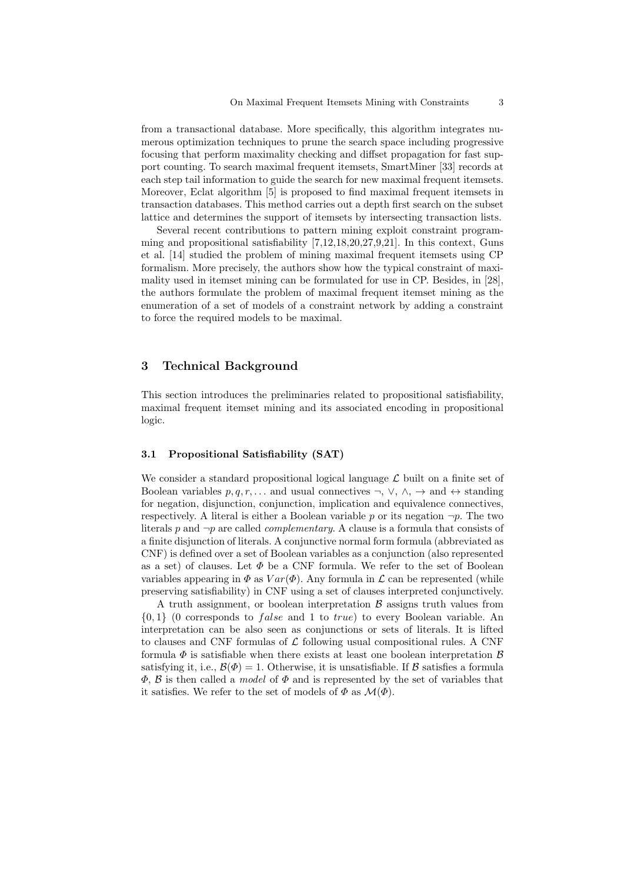from a transactional database. More specifically, this algorithm integrates numerous optimization techniques to prune the search space including progressive focusing that perform maximality checking and diffset propagation for fast support counting. To search maximal frequent itemsets, SmartMiner [33] records at each step tail information to guide the search for new maximal frequent itemsets. Moreover, Eclat algorithm [5] is proposed to find maximal frequent itemsets in transaction databases. This method carries out a depth first search on the subset lattice and determines the support of itemsets by intersecting transaction lists.

Several recent contributions to pattern mining exploit constraint programming and propositional satisfiability [7,12,18,20,27,9,21]. In this context, Guns et al. [14] studied the problem of mining maximal frequent itemsets using CP formalism. More precisely, the authors show how the typical constraint of maximality used in itemset mining can be formulated for use in CP. Besides, in [28], the authors formulate the problem of maximal frequent itemset mining as the enumeration of a set of models of a constraint network by adding a constraint to force the required models to be maximal.

## 3 Technical Background

This section introduces the preliminaries related to propositional satisfiability, maximal frequent itemset mining and its associated encoding in propositional logic.

### 3.1 Propositional Satisfiability (SAT)

We consider a standard propositional logical language $\mathcal{L}$ built on a finite set of Boolean variables $p, q, r, \dots$ and usual connectives $\neg$, $\vee$, $\wedge$, $\rightarrow$ and $\leftrightarrow$ standing for negation, disjunction, conjunction, implication and equivalence connectives, respectively. A literal is either a Boolean variable $p$ or its negation $\neg p$. The two literals $p$ and $\neg p$ are called *complementary*. A clause is a formula that consists of a finite disjunction of literals. A conjunctive normal form formula (abbreviated as CNF) is defined over a set of Boolean variables as a conjunction (also represented as a set) of clauses. Let $\Phi$ be a CNF formula. We refer to the set of Boolean variables appearing in $\Phi$ as $Var(\Phi)$. Any formula in $\mathcal{L}$ can be represented (while preserving satisfiability) in CNF using a set of clauses interpreted conjunctively.

A truth assignment, or boolean interpretation $\mathcal{B}$ assigns truth values from $\{0, 1\}$ (0 corresponds to $false$ and 1 to $true$) to every Boolean variable. An interpretation can be also seen as conjunctions or sets of literals. It is lifted to clauses and CNF formulas of $\mathcal{L}$ following usual compositional rules. A CNF formula $\Phi$ is satisfiable when there exists at least one boolean interpretation $\mathcal{B}$ satisfying it, i.e., $\mathcal{B}(\Phi) = 1$. Otherwise, it is unsatisfiable. If $\mathcal{B}$ satisfies a formula $\Phi$, $\mathcal{B}$ is then called a *model* of $\Phi$ and is represented by the set of variables that it satisfies. We refer to the set of models of $\Phi$ as $\mathcal{M}(\Phi)$.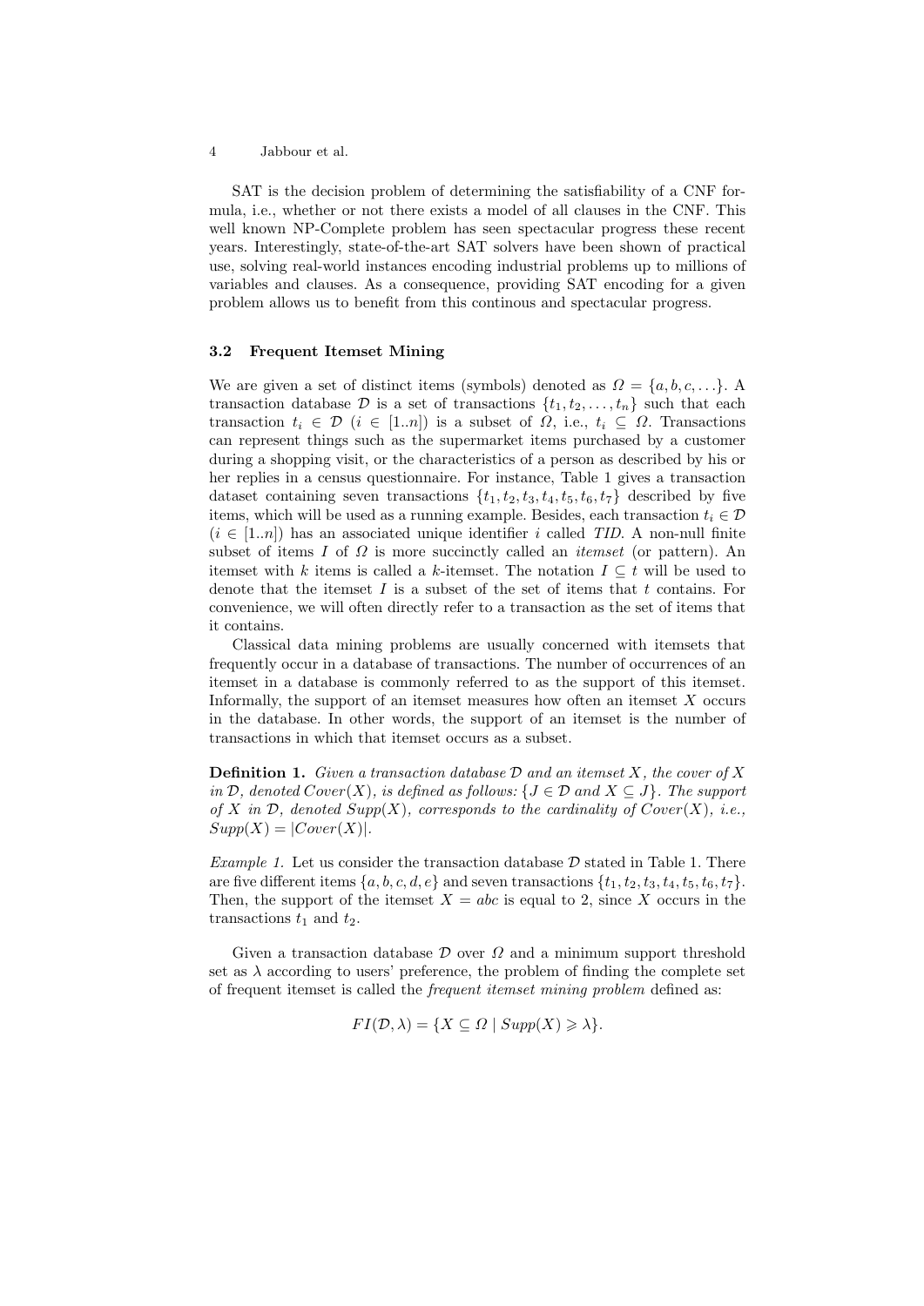SAT is the decision problem of determining the satisfiability of a CNF formula, i.e., whether or not there exists a model of all clauses in the CNF. This well known NP-Complete problem has seen spectacular progress these recent years. Interestingly, state-of-the-art SAT solvers have been shown of practical use, solving real-world instances encoding industrial problems up to millions of variables and clauses. As a consequence, providing SAT encoding for a given problem allows us to benefit from this continous and spectacular progress.

### 3.2 Frequent Itemset Mining

We are given a set of distinct items (symbols) denoted as $\Omega = \{a, b, c, \ldots\}$. A transaction database $\mathcal{D}$ is a set of transactions $\{t_1, t_2, \ldots, t_n\}$ such that each transaction $t_i \in \mathcal{D}$ ($i \in [1..n]$) is a subset of $\Omega$, i.e., $t_i \subseteq \Omega$. Transactions can represent things such as the supermarket items purchased by a customer during a shopping visit, or the characteristics of a person as described by his or her replies in a census questionnaire. For instance, Table 1 gives a transaction dataset containing seven transactions $\{t_1, t_2, t_3, t_4, t_5, t_6, t_7\}$ described by five items, which will be used as a running example. Besides, each transaction $t_i \in \mathcal{D}$ ($i \in [1..n]$) has an associated unique identifier $i$ called *TID*. A non-null finite subset of items $I$ of $\Omega$ is more succinctly called an *itemset* (or pattern). An itemset with $k$ items is called a $k$-itemset. The notation $I \subseteq t$ will be used to denote that the itemset $I$ is a subset of the set of items that $t$ contains. For convenience, we will often directly refer to a transaction as the set of items that it contains.

Classical data mining problems are usually concerned with itemsets that frequently occur in a database of transactions. The number of occurrences of an itemset in a database is commonly referred to as the support of this itemset. Informally, the support of an itemset measures how often an itemset $X$ occurs in the database. In other words, the support of an itemset is the number of transactions in which that itemset occurs as a subset.

**Definition 1.** *Given a transaction database $\mathcal{D}$ and an itemset $X$, the cover of $X$ in $\mathcal{D}$, denoted $Cover(X)$, is defined as follows: $\{J \in \mathcal{D}$ and $X \subseteq J\}$. The support of $X$ in $\mathcal{D}$, denoted $Supp(X)$, corresponds to the cardinality of $Cover(X)$, i.e., $Supp(X) = |Cover(X)|$.*

*Example 1.* Let us consider the transaction database $\mathcal{D}$ stated in Table 1. There are five different items $\{a, b, c, d, e\}$ and seven transactions $\{t_1, t_2, t_3, t_4, t_5, t_6, t_7\}$. Then, the support of the itemset $X = abc$ is equal to 2, since $X$ occurs in the transactions $t_1$ and $t_2$.

Given a transaction database $\mathcal{D}$ over $\Omega$ and a minimum support threshold set as $\lambda$ according to users' preference, the problem of finding the complete set of frequent itemset is called the *frequent itemset mining problem* defined as:

$$FI(\mathcal{D}, \lambda) = \{X \subseteq \Omega \mid Supp(X) \geqslant \lambda\}.$$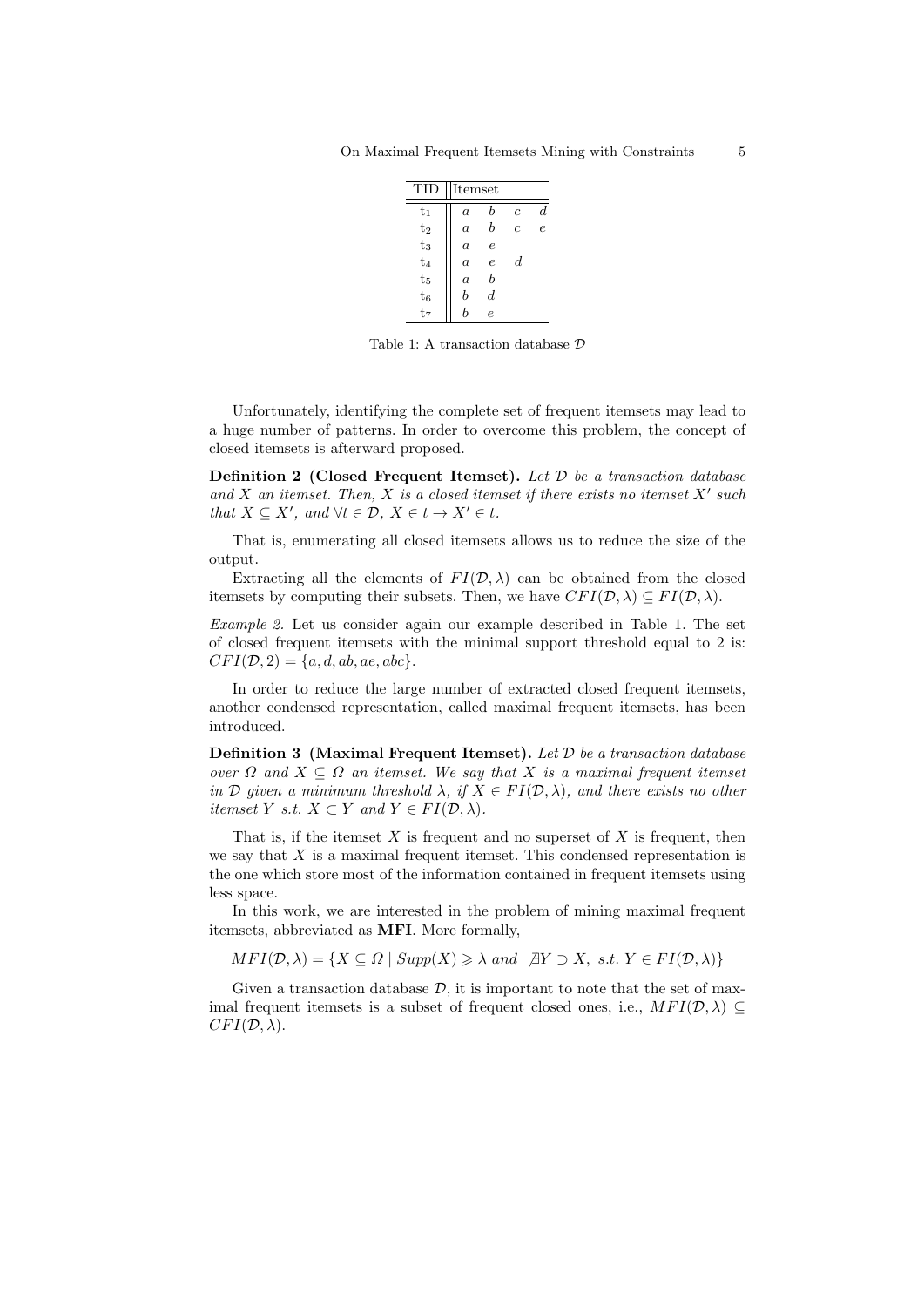| TID | Itemset | | | |
|---|---|---|---|---|
| $t_1$ | $a$ | $b$ | $c$ | $d$ |
| $t_2$ | $a$ | $b$ | $c$ | $e$ |
| $t_3$ | $a$ | $e$ | | |
| $t_4$ | $a$ | $e$ | $d$ | |
| $t_5$ | $a$ | $b$ | | |
| $t_6$ | $b$ | $d$ | | |
| $t_7$ | $b$ | $e$ | | |

Table 1: A transaction database $\mathcal{D}$

Unfortunately, identifying the complete set of frequent itemsets may lead to a huge number of patterns. In order to overcome this problem, the concept of closed itemsets is afterward proposed.

**Definition 2 (Closed Frequent Itemset).** *Let $\mathcal{D}$ be a transaction database and $X$ an itemset. Then, $X$ is a closed itemset if there exists no itemset $X'$ such that $X \subseteq X'$, and $\forall t \in \mathcal{D}$, $X \in t \rightarrow X' \in t$.*

That is, enumerating all closed itemsets allows us to reduce the size of the output.

Extracting all the elements of $FI(\mathcal{D}, \lambda)$ can be obtained from the closed itemsets by computing their subsets. Then, we have $CFI(\mathcal{D}, \lambda) \subseteq FI(\mathcal{D}, \lambda)$.

*Example 2.* Let us consider again our example described in Table 1. The set of closed frequent itemsets with the minimal support threshold equal to 2 is: $CFI(\mathcal{D}, 2) = \{a, d, ab, ae, abc\}$.

In order to reduce the large number of extracted closed frequent itemsets, another condensed representation, called maximal frequent itemsets, has been introduced.

**Definition 3 (Maximal Frequent Itemset).** *Let $\mathcal{D}$ be a transaction database over $\Omega$ and $X \subseteq \Omega$ an itemset. We say that $X$ is a maximal frequent itemset in $\mathcal{D}$ given a minimum threshold $\lambda$, if $X \in FI(\mathcal{D}, \lambda)$, and there exists no other itemset $Y$ s.t. $X \subset Y$ and $Y \in FI(\mathcal{D}, \lambda)$.*

That is, if the itemset $X$ is frequent and no superset of $X$ is frequent, then we say that $X$ is a maximal frequent itemset. This condensed representation is the one which store most of the information contained in frequent itemsets using less space.

In this work, we are interested in the problem of mining maximal frequent itemsets, abbreviated as **MFI**. More formally,

$$MFI(\mathcal{D}, \lambda) = \{X \subseteq \Omega \mid Supp(X) \geqslant \lambda \text{ and } \nexists Y \supset X, \text{ s.t. } Y \in FI(\mathcal{D}, \lambda)\}$$

Given a transaction database $\mathcal{D}$, it is important to note that the set of maximal frequent itemsets is a subset of frequent closed ones, i.e., $MFI(\mathcal{D}, \lambda) \subseteq CFI(\mathcal{D}, \lambda)$.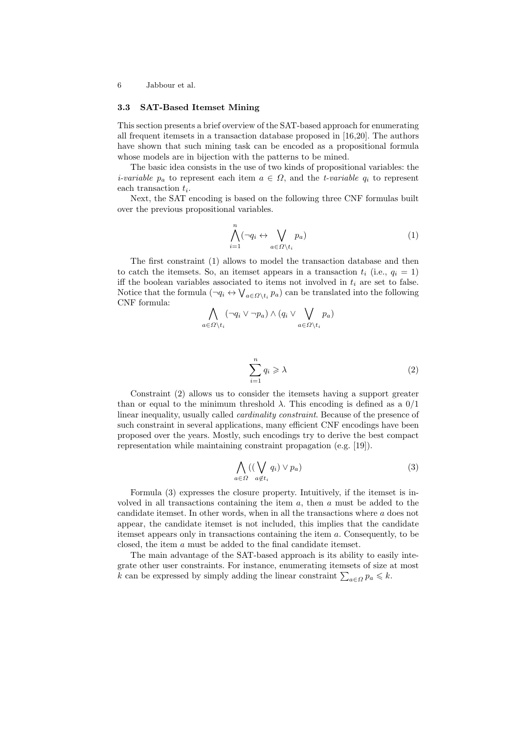### 3.3 SAT-Based Itemset Mining

This section presents a brief overview of the SAT-based approach for enumerating all frequent itemsets in a transaction database proposed in [16,20]. The authors have shown that such mining task can be encoded as a propositional formula whose models are in bijection with the patterns to be mined.

The basic idea consists in the use of two kinds of propositional variables: the *i-variable* $p_a$ to represent each item $a \in \Omega$, and the *t-variable* $q_i$ to represent each transaction $t_i$.

Next, the SAT encoding is based on the following three CNF formulas built over the previous propositional variables.

$$\bigwedge_{i=1}^{n} (\neg q_i \leftrightarrow \bigvee_{a \in \Omega \setminus t_i} p_a) \tag{1}$$

The first constraint (1) allows to model the transaction database and then to catch the itemsets. So, an itemset appears in a transaction $t_i$ (i.e., $q_i = 1$) iff the boolean variables associated to items not involved in $t_i$ are set to false. Notice that the formula $(\neg q_i \leftrightarrow \bigvee_{a \in \Omega \setminus t_i} p_a)$ can be translated into the following CNF formula:

$$\bigwedge_{a \in \Omega \setminus t_i} (\neg q_i \vee \neg p_a) \wedge (q_i \vee \bigvee_{a \in \Omega \setminus t_i} p_a)$$

$$\sum_{i=1}^{n} q_i \geqslant \lambda \tag{2}$$

Constraint (2) allows us to consider the itemsets having a support greater than or equal to the minimum threshold $\lambda$. This encoding is defined as a 0/1 linear inequality, usually called *cardinality constraint*. Because of the presence of such constraint in several applications, many efficient CNF encodings have been proposed over the years. Mostly, such encodings try to derive the best compact representation while maintaining constraint propagation (e.g. [19]).

$$\bigwedge_{a \in \Omega} ((\bigvee_{a \notin t_i} q_i) \vee p_a) \tag{3}$$

Formula (3) expresses the closure property. Intuitively, if the itemset is involved in all transactions containing the item $a$, then $a$ must be added to the candidate itemset. In other words, when in all the transactions where $a$ does not appear, the candidate itemset is not included, this implies that the candidate itemset appears only in transactions containing the item $a$. Consequently, to be closed, the item $a$ must be added to the final candidate itemset.

The main advantage of the SAT-based approach is its ability to easily integrate other user constraints. For instance, enumerating itemsets of size at most $k$ can be expressed by simply adding the linear constraint $\sum_{a \in \Omega} p_a \leqslant k$.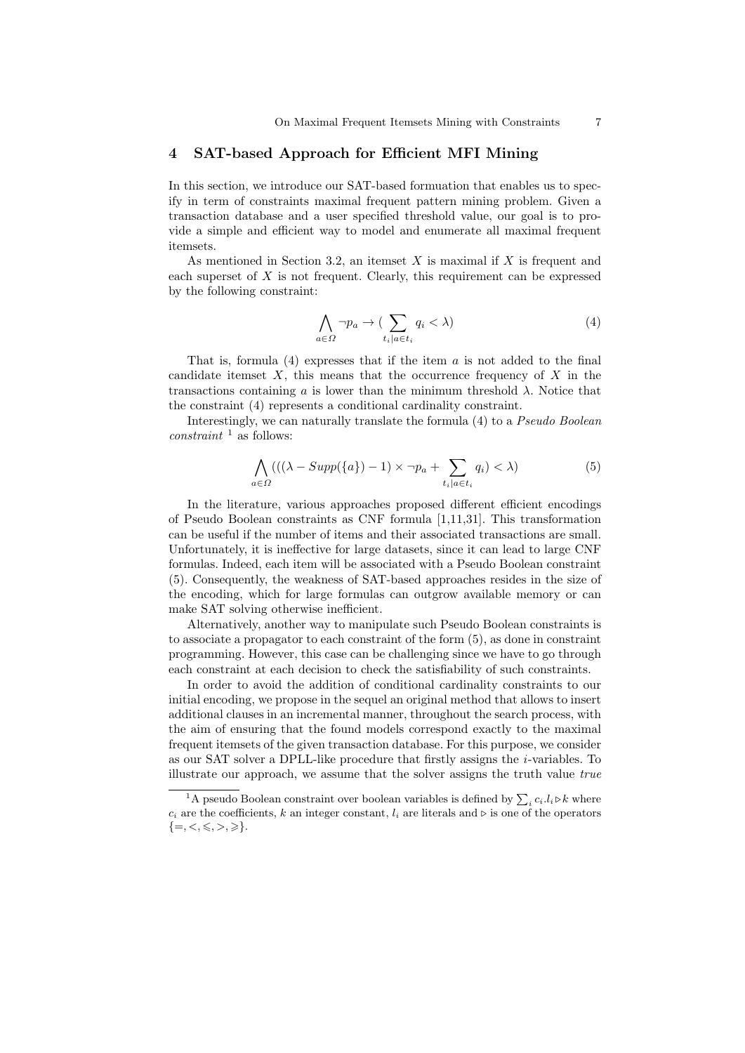## 4 SAT-based Approach for Efficient MFI Mining

In this section, we introduce our SAT-based formuation that enables us to specify in term of constraints maximal frequent pattern mining problem. Given a transaction database and a user specified threshold value, our goal is to provide a simple and efficient way to model and enumerate all maximal frequent itemsets.

As mentioned in Section 3.2, an itemset $X$ is maximal if $X$ is frequent and each superset of $X$ is not frequent. Clearly, this requirement can be expressed by the following constraint:

$$\bigwedge_{a \in \Omega} \neg p_a \rightarrow (\sum_{t_i | a \in t_i} q_i < \lambda) \tag{4}$$

That is, formula (4) expresses that if the item $a$ is not added to the final candidate itemset $X$, this means that the occurrence frequency of $X$ in the transactions containing $a$ is lower than the minimum threshold $\lambda$. Notice that the constraint (4) represents a conditional cardinality constraint.

Interestingly, we can naturally translate the formula (4) to a *Pseudo Boolean constraint* [1] as follows:

$$\bigwedge_{a \in \Omega} (((\lambda - Supp(\{a\}) - 1) \times \neg p_a + \sum_{t_i | a \in t_i} q_i) < \lambda) \tag{5}$$

In the literature, various approaches proposed different efficient encodings of Pseudo Boolean constraints as CNF formula [1,11,31]. This transformation can be useful if the number of items and their associated transactions are small. Unfortunately, it is ineffective for large datasets, since it can lead to large CNF formulas. Indeed, each item will be associated with a Pseudo Boolean constraint (5). Consequently, the weakness of SAT-based approaches resides in the size of the encoding, which for large formulas can outgrow available memory or can make SAT solving otherwise inefficient.

Alternatively, another way to manipulate such Pseudo Boolean constraints is to associate a propagator to each constraint of the form (5), as done in constraint programming. However, this case can be challenging since we have to go through each constraint at each decision to check the satisfiability of such constraints.

In order to avoid the addition of conditional cardinality constraints to our initial encoding, we propose in the sequel an original method that allows to insert additional clauses in an incremental manner, throughout the search process, with the aim of ensuring that the found models correspond exactly to the maximal frequent itemsets of the given transaction database. For this purpose, we consider as our SAT solver a DPLL-like procedure that firstly assigns the $i$-variables. To illustrate our approach, we assume that the solver assigns the truth value *true*

[1] A pseudo Boolean constraint over boolean variables is defined by $\sum_i c_i.l_i \rhd k$ where $c_i$ are the coefficients, $k$ an integer constant, $l_i$ are literals and $\rhd$ is one of the operators $\{=, <, \leqslant, >, \geqslant\}$.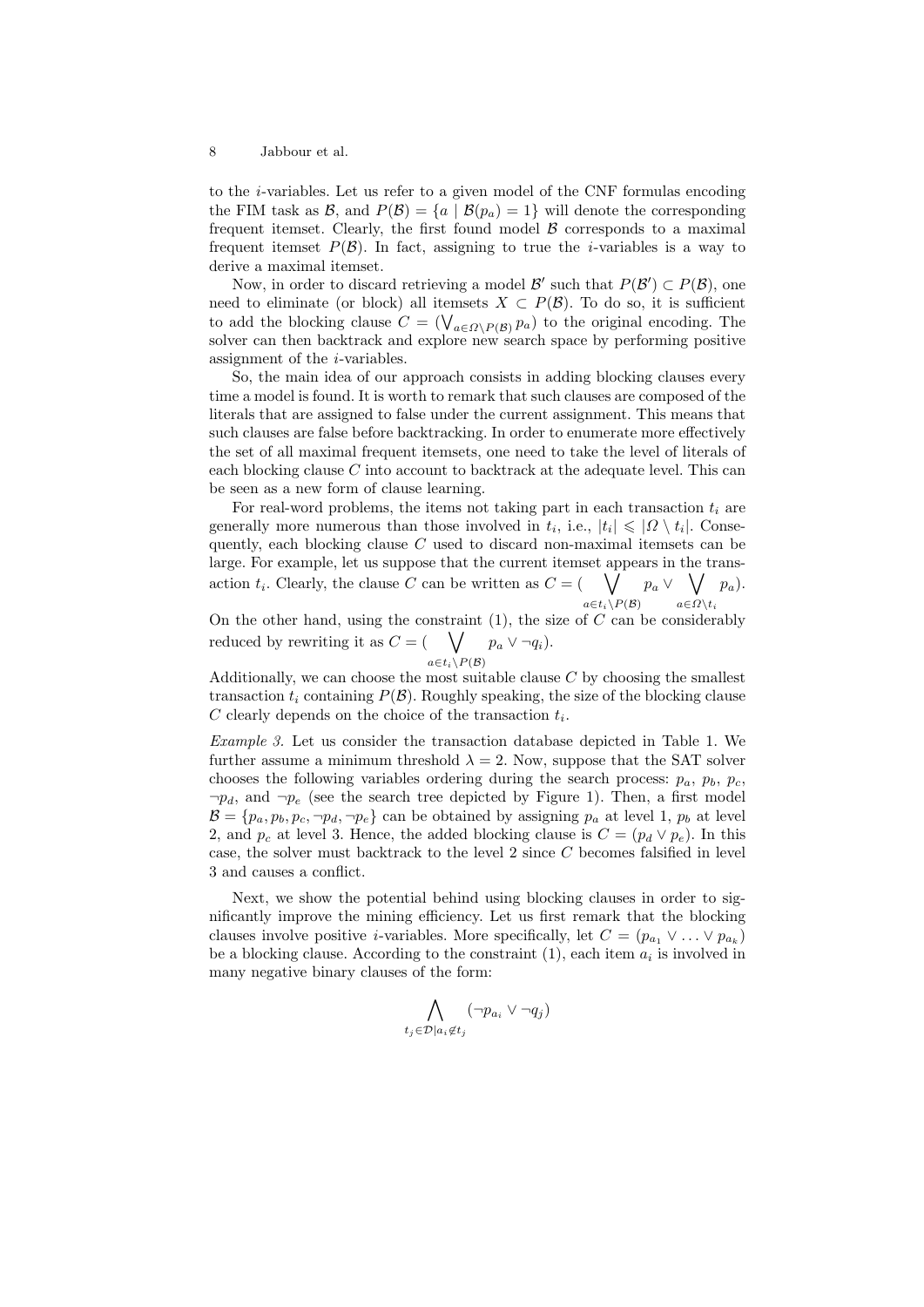to the $i$-variables. Let us refer to a given model of the CNF formulas encoding the FIM task as $\mathcal{B}$, and $P(\mathcal{B}) = \{a \mid \mathcal{B}(p_a) = 1\}$ will denote the corresponding frequent itemset. Clearly, the first found model $\mathcal{B}$ corresponds to a maximal frequent itemset $P(\mathcal{B})$. In fact, assigning to true the $i$-variables is a way to derive a maximal itemset.

Now, in order to discard retrieving a model $\mathcal{B}'$ such that $P(\mathcal{B}') \subset P(\mathcal{B})$, one need to eliminate (or block) all itemsets $X \subset P(\mathcal{B})$. To do so, it is sufficient to add the blocking clause $C = (\bigvee_{a \in \Omega \setminus P(\mathcal{B})} p_a)$ to the original encoding. The solver can then backtrack and explore new search space by performing positive assignment of the $i$-variables.

So, the main idea of our approach consists in adding blocking clauses every time a model is found. It is worth to remark that such clauses are composed of the literals that are assigned to false under the current assignment. This means that such clauses are false before backtracking. In order to enumerate more effectively the set of all maximal frequent itemsets, one need to take the level of literals of each blocking clause $C$ into account to backtrack at the adequate level. This can be seen as a new form of clause learning.

For real-word problems, the items not taking part in each transaction $t_i$ are generally more numerous than those involved in $t_i$, i.e., $|t_i| \leqslant |\Omega \setminus t_i|$. Consequently, each blocking clause $C$ used to discard non-maximal itemsets can be large. For example, let us suppose that the current itemset appears in the transaction $t_i$. Clearly, the clause $C$ can be written as $C = (\bigvee_{a \in t_i \setminus P(\mathcal{B})} p_a \vee \bigvee_{a \in \Omega \setminus t_i} p_a)$.
On the other hand, using the constraint (1), the size of $C$ can be considerably reduced by rewriting it as $C = (\bigvee_{a \in t_i \setminus P(\mathcal{B})} p_a \vee \neg q_i)$.
Additionally, we can choose the most suitable clause $C$ by choosing the smallest transaction $t_i$ containing $P(\mathcal{B})$. Roughly speaking, the size of the blocking clause $C$ clearly depends on the choice of the transaction $t_i$.

*Example 3.* Let us consider the transaction database depicted in Table 1. We further assume a minimum threshold $\lambda = 2$. Now, suppose that the SAT solver chooses the following variables ordering during the search process: $p_a$, $p_b$, $p_c$, $\neg p_d$, and $\neg p_e$ (see the search tree depicted by Figure 1). Then, a first model $\mathcal{B} = \{p_a, p_b, p_c, \neg p_d, \neg p_e\}$ can be obtained by assigning $p_a$ at level 1, $p_b$ at level 2, and $p_c$ at level 3. Hence, the added blocking clause is $C = (p_d \vee p_e)$. In this case, the solver must backtrack to the level 2 since $C$ becomes falsified in level 3 and causes a conflict.

Next, we show the potential behind using blocking clauses in order to significantly improve the mining efficiency. Let us first remark that the blocking clauses involve positive $i$-variables. More specifically, let $C = (p_{a_1} \vee \ldots \vee p_{a_k})$ be a blocking clause. According to the constraint (1), each item $a_i$ is involved in many negative binary clauses of the form:

$$\bigwedge_{t_j \in \mathcal{D} | a_i \notin t_j} (\neg p_{a_i} \vee \neg q_j)$$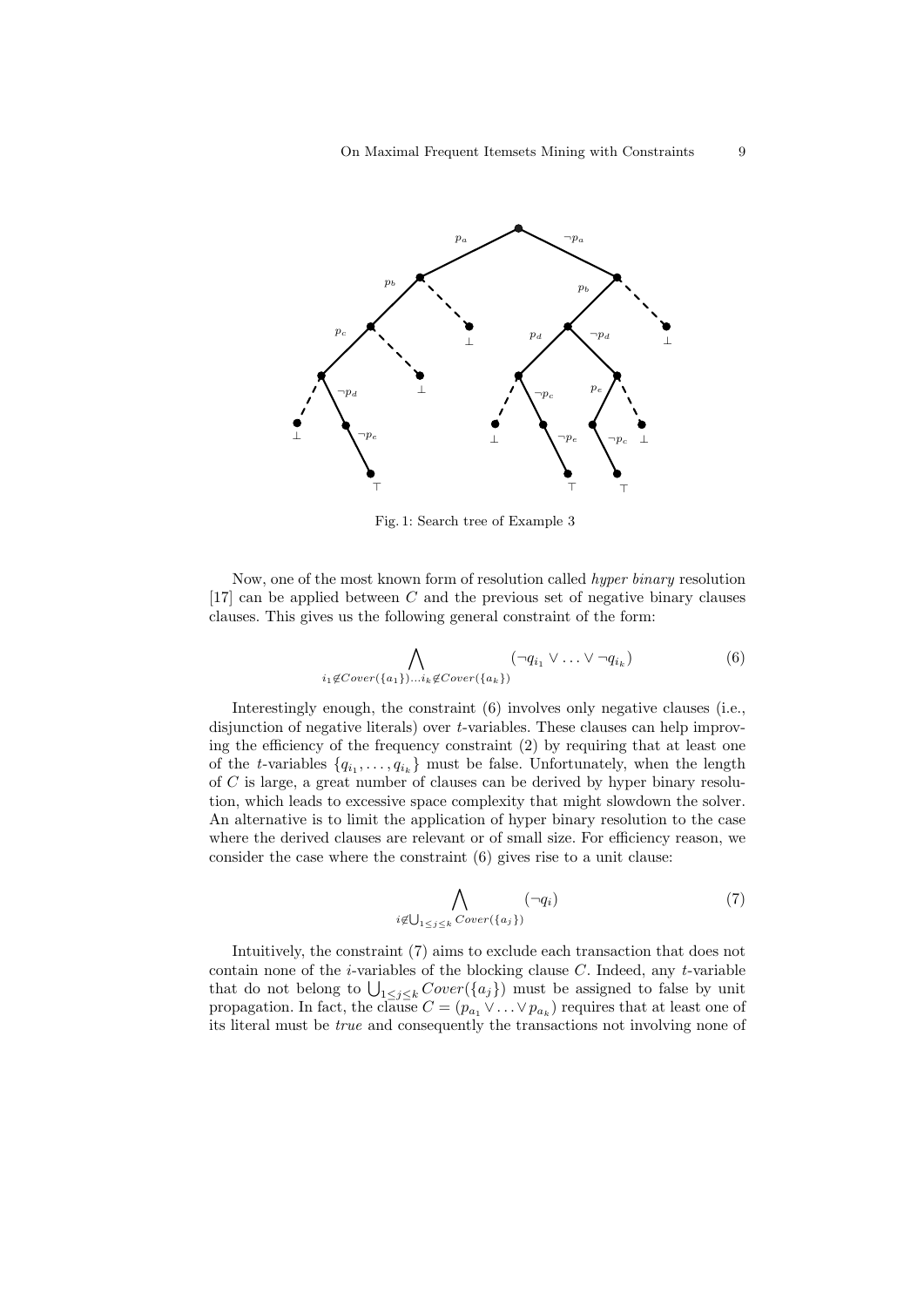Fig. 1: Search tree of Example 3

Now, one of the most known form of resolution called *hyper binary* resolution [17] can be applied between $C$ and the previous set of negative binary clauses clauses. This gives us the following general constraint of the form:

$$\bigwedge_{i_1 \notin Cover(\{a_1\}) \ldots i_k \notin Cover(\{a_k\})} (\neg q_{i_1} \vee \ldots \vee \neg q_{i_k}) \tag{6}$$

Interestingly enough, the constraint (6) involves only negative clauses (i.e., disjunction of negative literals) over $t$-variables. These clauses can help improving the efficiency of the frequency constraint (2) by requiring that at least one of the $t$-variables $\{q_{i_1}, \ldots, q_{i_k}\}$ must be false. Unfortunately, when the length of $C$ is large, a great number of clauses can be derived by hyper binary resolution, which leads to excessive space complexity that might slowdown the solver. An alternative is to limit the application of hyper binary resolution to the case where the derived clauses are relevant or of small size. For efficiency reason, we consider the case where the constraint (6) gives rise to a unit clause:

$$\bigwedge_{i \notin \bigcup_{1 \leq j \leq k} Cover(\{a_j\})} (\neg q_i) \tag{7}$$

Intuitively, the constraint (7) aims to exclude each transaction that does not contain none of the $i$-variables of the blocking clause $C$. Indeed, any $t$-variable that do not belong to $\bigcup_{1 \leq j \leq k} Cover(\{a_j\})$ must be assigned to false by unit propagation. In fact, the clause $C = (p_{a_1} \vee \ldots \vee p_{a_k})$ requires that at least one of its literal must be *true* and consequently the transactions not involving none of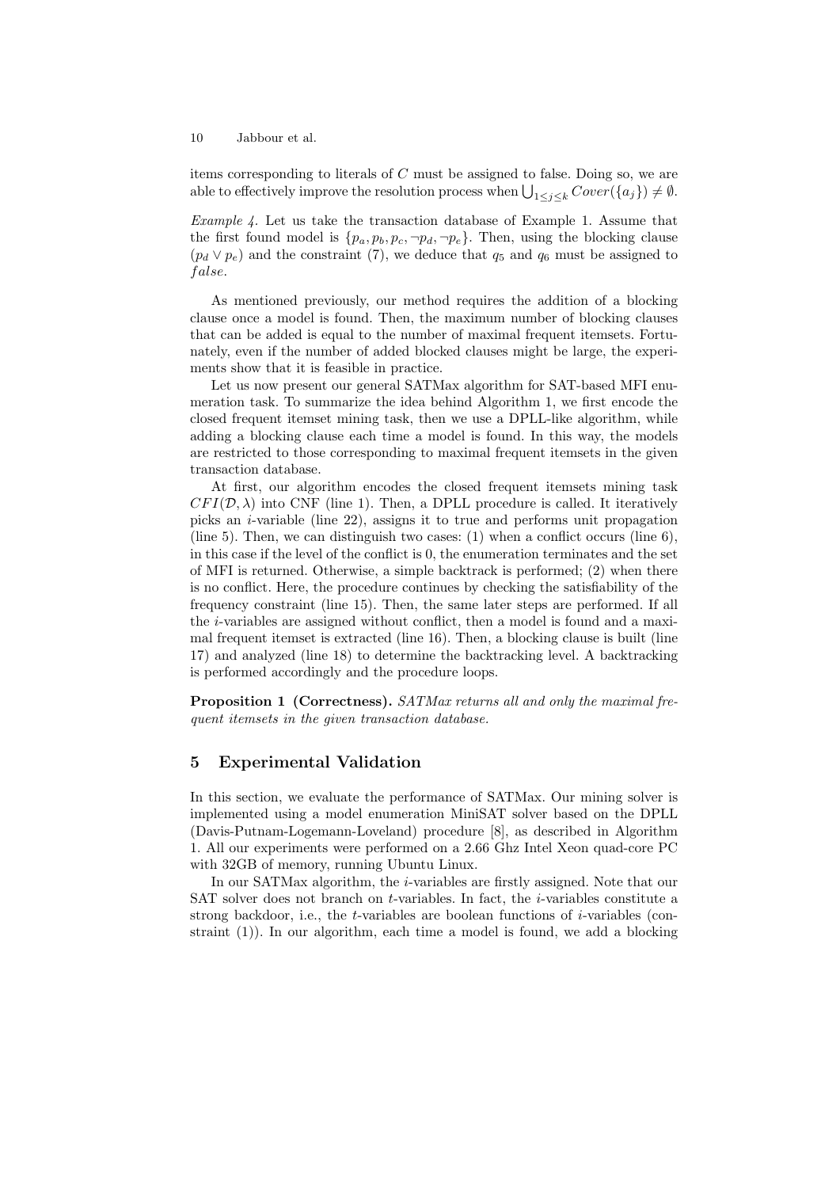items corresponding to literals of $C$ must be assigned to false. Doing so, we are able to effectively improve the resolution process when $\bigcup_{1 \leq j \leq k} Cover(\{a_j\}) \neq \emptyset$.

*Example 4.* Let us take the transaction database of Example 1. Assume that the first found model is $\{p_a, p_b, p_c, \neg p_d, \neg p_e\}$. Then, using the blocking clause $(p_d \vee p_e)$ and the constraint (7), we deduce that $q_5$ and $q_6$ must be assigned to *false*.

As mentioned previously, our method requires the addition of a blocking clause once a model is found. Then, the maximum number of blocking clauses that can be added is equal to the number of maximal frequent itemsets. Fortunately, even if the number of added blocked clauses might be large, the experiments show that it is feasible in practice.

Let us now present our general SATMax algorithm for SAT-based MFI enumeration task. To summarize the idea behind Algorithm 1, we first encode the closed frequent itemset mining task, then we use a DPLL-like algorithm, while adding a blocking clause each time a model is found. In this way, the models are restricted to those corresponding to maximal frequent itemsets in the given transaction database.

At first, our algorithm encodes the closed frequent itemsets mining task $CFI(\mathcal{D}, \lambda)$ into CNF (line 1). Then, a DPLL procedure is called. It iteratively picks an $i$-variable (line 22), assigns it to true and performs unit propagation (line 5). Then, we can distinguish two cases: (1) when a conflict occurs (line 6), in this case if the level of the conflict is 0, the enumeration terminates and the set of MFI is returned. Otherwise, a simple backtrack is performed; (2) when there is no conflict. Here, the procedure continues by checking the satisfiability of the frequency constraint (line 15). Then, the same later steps are performed. If all the $i$-variables are assigned without conflict, then a model is found and a maximal frequent itemset is extracted (line 16). Then, a blocking clause is built (line 17) and analyzed (line 18) to determine the backtracking level. A backtracking is performed accordingly and the procedure loops.

**Proposition 1 (Correctness).** *SATMax returns all and only the maximal frequent itemsets in the given transaction database.*

## 5 Experimental Validation

In this section, we evaluate the performance of SATMax. Our mining solver is implemented using a model enumeration MiniSAT solver based on the DPLL (Davis-Putnam-Logemann-Loveland) procedure [8], as described in Algorithm 1. All our experiments were performed on a 2.66 Ghz Intel Xeon quad-core PC with 32GB of memory, running Ubuntu Linux.

In our SATMax algorithm, the $i$-variables are firstly assigned. Note that our SAT solver does not branch on $t$-variables. In fact, the $i$-variables constitute a strong backdoor, i.e., the $t$-variables are boolean functions of $i$-variables (constraint (1)). In our algorithm, each time a model is found, we add a blocking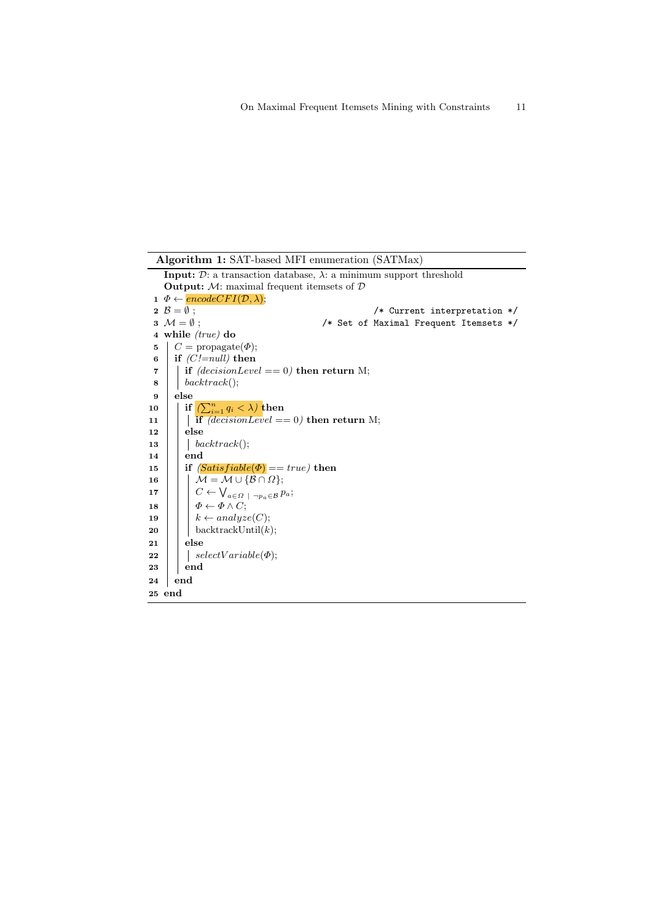**Algorithm 1:** SAT-based MFI enumeration (SATMax)

**Input:** $\mathcal{D}$: a transaction database, $\lambda$: a minimum support threshold
**Output:** $\mathcal{M}$: maximal frequent itemsets of $\mathcal{D}$

```
1  Φ ← encodeCFI(D, λ);
2  B = ∅ ;                                          /* Current interpretation */
3  M = ∅ ;                                  /* Set of Maximal Frequent Itemsets */
4  while (true) do
5      C = propagate(Φ);
6      if (C!=null) then
7          if (decisionLevel == 0) then return M;
8          backtrack();
9      else
10         if (∑_{i=1}^{n} q_i < λ) then
11             if (decisionLevel == 0) then return M;
12         else
13             backtrack();
14         end
15         if (Satisfiable(Φ) == true) then
16             M = M ∪ {B ∩ Ω};
17             C ← ⋁_{a∈Ω | ¬p_a∈B} p_a;
18             Φ ← Φ ∧ C;
19             k ← analyze(C);
20             backtrackUntil(k);
21         else
22             selectVariable(Φ);
23         end
24     end
25 end
```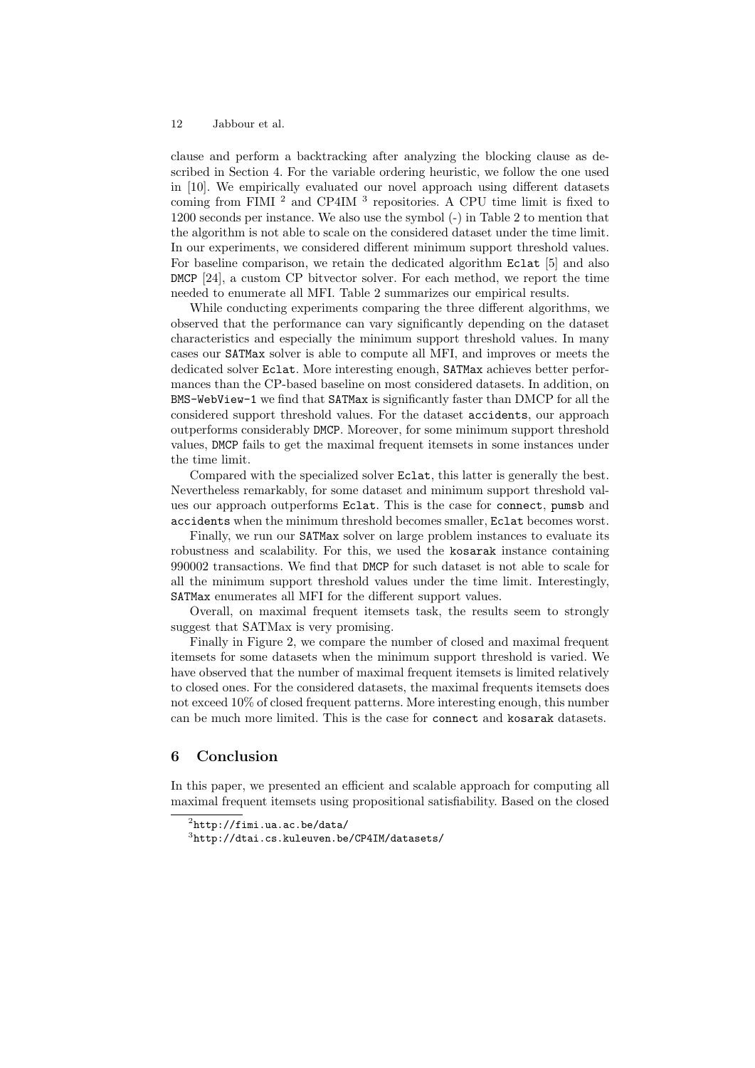clause and perform a backtracking after analyzing the blocking clause as described in Section 4. For the variable ordering heuristic, we follow the one used in [10]. We empirically evaluated our novel approach using different datasets coming from FIMI [2] and CP4IM [3] repositories. A CPU time limit is fixed to 1200 seconds per instance. We also use the symbol (-) in Table 2 to mention that the algorithm is not able to scale on the considered dataset under the time limit. In our experiments, we considered different minimum support threshold values. For baseline comparison, we retain the dedicated algorithm `Eclat` [5] and also `DMCP` [24], a custom CP bitvector solver. For each method, we report the time needed to enumerate all MFI. Table 2 summarizes our empirical results.

While conducting experiments comparing the three different algorithms, we observed that the performance can vary significantly depending on the dataset characteristics and especially the minimum support threshold values. In many cases our `SATMax` solver is able to compute all MFI, and improves or meets the dedicated solver `Eclat`. More interesting enough, `SATMax` achieves better performances than the CP-based baseline on most considered datasets. In addition, on `BMS-WebView-1` we find that `SATMax` is significantly faster than DMCP for all the considered support threshold values. For the dataset `accidents`, our approach outperforms considerably `DMCP`. Moreover, for some minimum support threshold values, `DMCP` fails to get the maximal frequent itemsets in some instances under the time limit.

Compared with the specialized solver `Eclat`, this latter is generally the best. Nevertheless remarkably, for some dataset and minimum support threshold values our approach outperforms `Eclat`. This is the case for `connect`, `pumsb` and `accidents` when the minimum threshold becomes smaller, `Eclat` becomes worst.

Finally, we run our `SATMax` solver on large problem instances to evaluate its robustness and scalability. For this, we used the `kosarak` instance containing 990002 transactions. We find that `DMCP` for such dataset is not able to scale for all the minimum support threshold values under the time limit. Interestingly, `SATMax` enumerates all MFI for the different support values.

Overall, on maximal frequent itemsets task, the results seem to strongly suggest that SATMax is very promising.

Finally in Figure 2, we compare the number of closed and maximal frequent itemsets for some datasets when the minimum support threshold is varied. We have observed that the number of maximal frequent itemsets is limited relatively to closed ones. For the considered datasets, the maximal frequents itemsets does not exceed 10% of closed frequent patterns. More interesting enough, this number can be much more limited. This is the case for `connect` and `kosarak` datasets.

## 6 Conclusion

In this paper, we presented an efficient and scalable approach for computing all maximal frequent itemsets using propositional satisfiability. Based on the closed

[2] `http://fimi.ua.ac.be/data/`

[3] `http://dtai.cs.kuleuven.be/CP4IM/datasets/`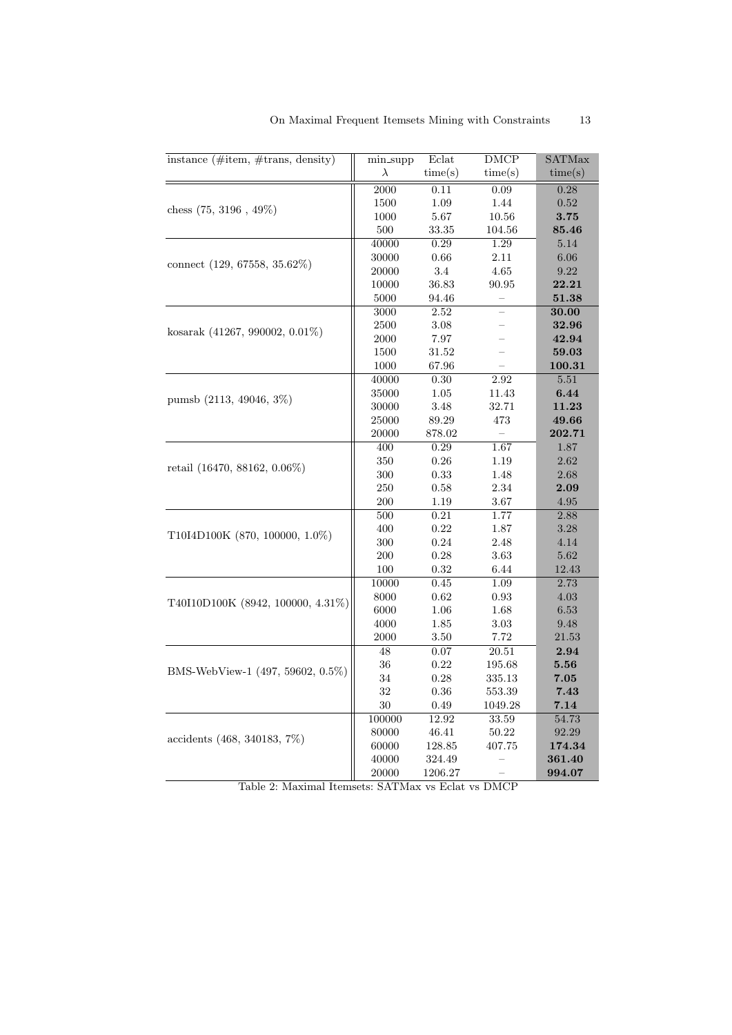| instance (#item, #trans, density) | min_supp $\lambda$ | Eclat time(s) | DMCP time(s) | SATMax time(s) |
|---|---|---|---|---|
| chess (75, 3196 , 49%) | 2000 | 0.11 | 0.09 | 0.28 |
| | 1500 | 1.09 | 1.44 | 0.52 |
| | 1000 | 5.67 | 10.56 | **3.75** |
| | 500 | 33.35 | 104.56 | **85.46** |
| connect (129, 67558, 35.62%) | 40000 | 0.29 | 1.29 | 5.14 |
| | 30000 | 0.66 | 2.11 | 6.06 |
| | 20000 | 3.4 | 4.65 | 9.22 |
| | 10000 | 36.83 | 90.95 | **22.21** |
| | 5000 | 94.46 | – | **51.38** |
| kosarak (41267, 990002, 0.01%) | 3000 | 2.52 | – | **30.00** |
| | 2500 | 3.08 | – | **32.96** |
| | 2000 | 7.97 | – | **42.94** |
| | 1500 | 31.52 | – | **59.03** |
| | 1000 | 67.96 | – | **100.31** |
| pumsb (2113, 49046, 3%) | 40000 | 0.30 | 2.92 | 5.51 |
| | 35000 | 1.05 | 11.43 | **6.44** |
| | 30000 | 3.48 | 32.71 | **11.23** |
| | 25000 | 89.29 | 473 | **49.66** |
| | 20000 | 878.02 | – | **202.71** |
| retail (16470, 88162, 0.06%) | 400 | 0.29 | 1.67 | 1.87 |
| | 350 | 0.26 | 1.19 | 2.62 |
| | 300 | 0.33 | 1.48 | 2.68 |
| | 250 | 0.58 | 2.34 | **2.09** |
| | 200 | 1.19 | 3.67 | 4.95 |
| T10I4D100K (870, 100000, 1.0%) | 500 | 0.21 | 1.77 | 2.88 |
| | 400 | 0.22 | 1.87 | 3.28 |
| | 300 | 0.24 | 2.48 | 4.14 |
| | 200 | 0.28 | 3.63 | 5.62 |
| | 100 | 0.32 | 6.44 | 12.43 |
| T40I10D100K (8942, 100000, 4.31%) | 10000 | 0.45 | 1.09 | 2.73 |
| | 8000 | 0.62 | 0.93 | 4.03 |
| | 6000 | 1.06 | 1.68 | 6.53 |
| | 4000 | 1.85 | 3.03 | 9.48 |
| | 2000 | 3.50 | 7.72 | 21.53 |
| BMS-WebView-1 (497, 59602, 0.5%) | 48 | 0.07 | 20.51 | **2.94** |
| | 36 | 0.22 | 195.68 | **5.56** |
| | 34 | 0.28 | 335.13 | **7.05** |
| | 32 | 0.36 | 553.39 | **7.43** |
| | 30 | 0.49 | 1049.28 | **7.14** |
| accidents (468, 340183, 7%) | 100000 | 12.92 | 33.59 | 54.73 |
| | 80000 | 46.41 | 50.22 | 92.29 |
| | 60000 | 128.85 | 407.75 | **174.34** |
| | 40000 | 324.49 | – | **361.40** |
| | 20000 | 1206.27 | – | **994.07** |

Table 2: Maximal Itemsets: SATMax vs Eclat vs DMCP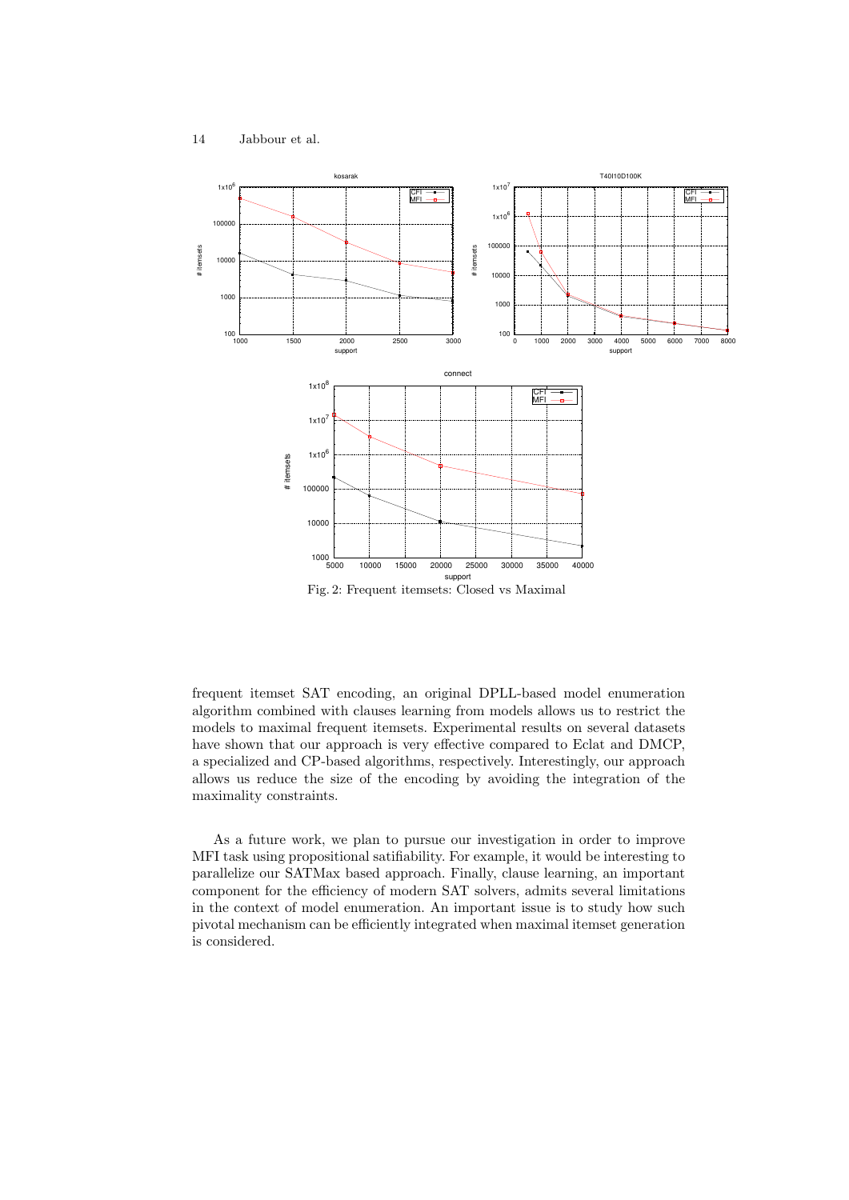Fig. 2: Frequent itemsets: Closed vs Maximal

frequent itemset SAT encoding, an original DPLL-based model enumeration algorithm combined with clauses learning from models allows us to restrict the models to maximal frequent itemsets. Experimental results on several datasets have shown that our approach is very effective compared to Eclat and DMCP, a specialized and CP-based algorithms, respectively. Interestingly, our approach allows us reduce the size of the encoding by avoiding the integration of the maximality constraints.

As a future work, we plan to pursue our investigation in order to improve MFI task using propositional satifiability. For example, it would be interesting to parallelize our SATMax based approach. Finally, clause learning, an important component for the efficiency of modern SAT solvers, admits several limitations in the context of model enumeration. An important issue is to study how such pivotal mechanism can be efficiently integrated when maximal itemset generation is considered.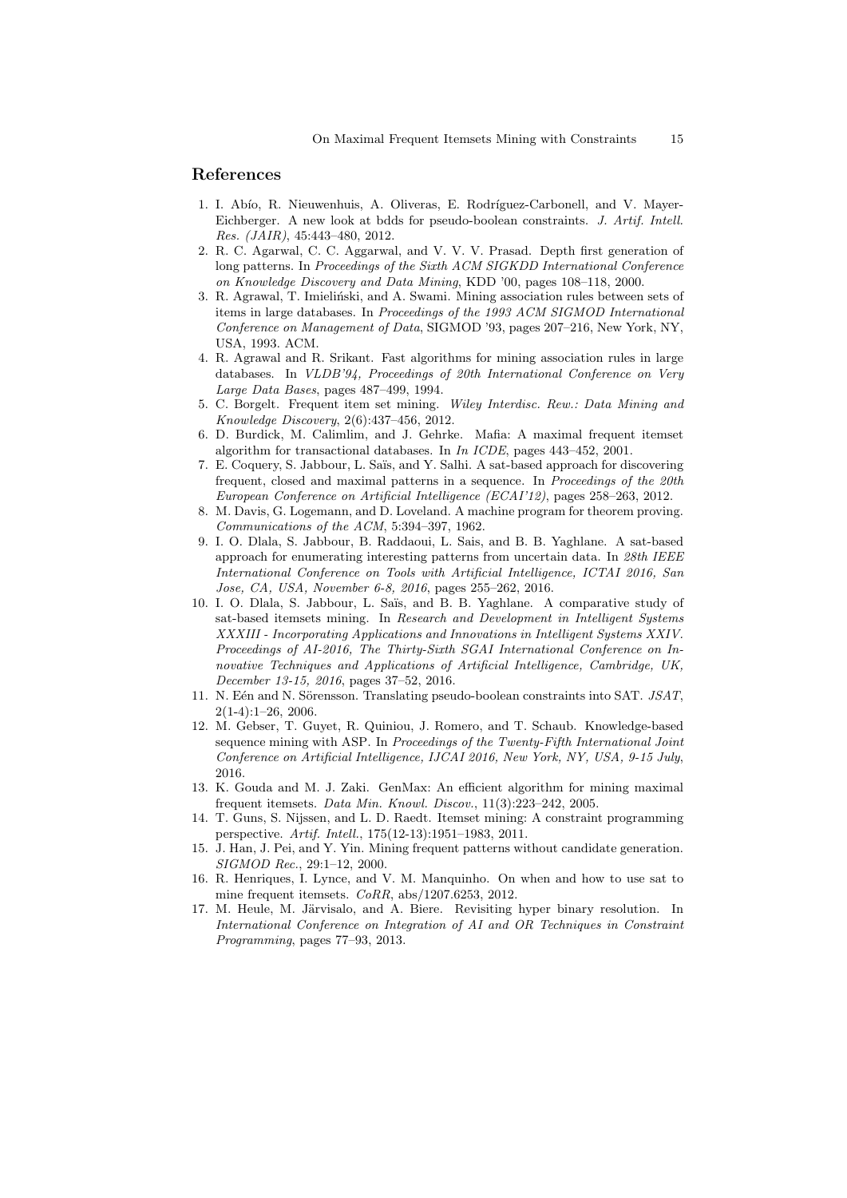## References

1. I. Abío, R. Nieuwenhuis, A. Oliveras, E. Rodríguez-Carbonell, and V. Mayer-Eichberger. A new look at bdds for pseudo-boolean constraints. *J. Artif. Intell. Res. (JAIR)*, 45:443–480, 2012.
2. R. C. Agarwal, C. C. Aggarwal, and V. V. V. Prasad. Depth first generation of long patterns. In *Proceedings of the Sixth ACM SIGKDD International Conference on Knowledge Discovery and Data Mining*, KDD '00, pages 108–118, 2000.
3. R. Agrawal, T. Imieliński, and A. Swami. Mining association rules between sets of items in large databases. In *Proceedings of the 1993 ACM SIGMOD International Conference on Management of Data*, SIGMOD '93, pages 207–216, New York, NY, USA, 1993. ACM.
4. R. Agrawal and R. Srikant. Fast algorithms for mining association rules in large databases. In *VLDB'94, Proceedings of 20th International Conference on Very Large Data Bases*, pages 487–499, 1994.
5. C. Borgelt. Frequent item set mining. *Wiley Interdisc. Rew.: Data Mining and Knowledge Discovery*, 2(6):437–456, 2012.
6. D. Burdick, M. Calimlim, and J. Gehrke. Mafia: A maximal frequent itemset algorithm for transactional databases. In *In ICDE*, pages 443–452, 2001.
7. E. Coquery, S. Jabbour, L. Saïs, and Y. Salhi. A sat-based approach for discovering frequent, closed and maximal patterns in a sequence. In *Proceedings of the 20th European Conference on Artificial Intelligence (ECAI'12)*, pages 258–263, 2012.
8. M. Davis, G. Logemann, and D. Loveland. A machine program for theorem proving. *Communications of the ACM*, 5:394–397, 1962.
9. I. O. Dlala, S. Jabbour, B. Raddaoui, L. Sais, and B. B. Yaghlane. A sat-based approach for enumerating interesting patterns from uncertain data. In *28th IEEE International Conference on Tools with Artificial Intelligence, ICTAI 2016, San Jose, CA, USA, November 6-8, 2016*, pages 255–262, 2016.
10. I. O. Dlala, S. Jabbour, L. Saïs, and B. B. Yaghlane. A comparative study of sat-based itemsets mining. In *Research and Development in Intelligent Systems XXXIII - Incorporating Applications and Innovations in Intelligent Systems XXIV. Proceedings of AI-2016, The Thirty-Sixth SGAI International Conference on Innovative Techniques and Applications of Artificial Intelligence, Cambridge, UK, December 13-15, 2016*, pages 37–52, 2016.
11. N. Eén and N. Sörensson. Translating pseudo-boolean constraints into SAT. *JSAT*, 2(1-4):1–26, 2006.
12. M. Gebser, T. Guyet, R. Quiniou, J. Romero, and T. Schaub. Knowledge-based sequence mining with ASP. In *Proceedings of the Twenty-Fifth International Joint Conference on Artificial Intelligence, IJCAI 2016, New York, NY, USA, 9-15 July*, 2016.
13. K. Gouda and M. J. Zaki. GenMax: An efficient algorithm for mining maximal frequent itemsets. *Data Min. Knowl. Discov.*, 11(3):223–242, 2005.
14. T. Guns, S. Nijssen, and L. D. Raedt. Itemset mining: A constraint programming perspective. *Artif. Intell.*, 175(12-13):1951–1983, 2011.
15. J. Han, J. Pei, and Y. Yin. Mining frequent patterns without candidate generation. *SIGMOD Rec.*, 29:1–12, 2000.
16. R. Henriques, I. Lynce, and V. M. Manquinho. On when and how to use sat to mine frequent itemsets. *CoRR*, abs/1207.6253, 2012.
17. M. Heule, M. Järvisalo, and A. Biere. Revisiting hyper binary resolution. In *International Conference on Integration of AI and OR Techniques in Constraint Programming*, pages 77–93, 2013.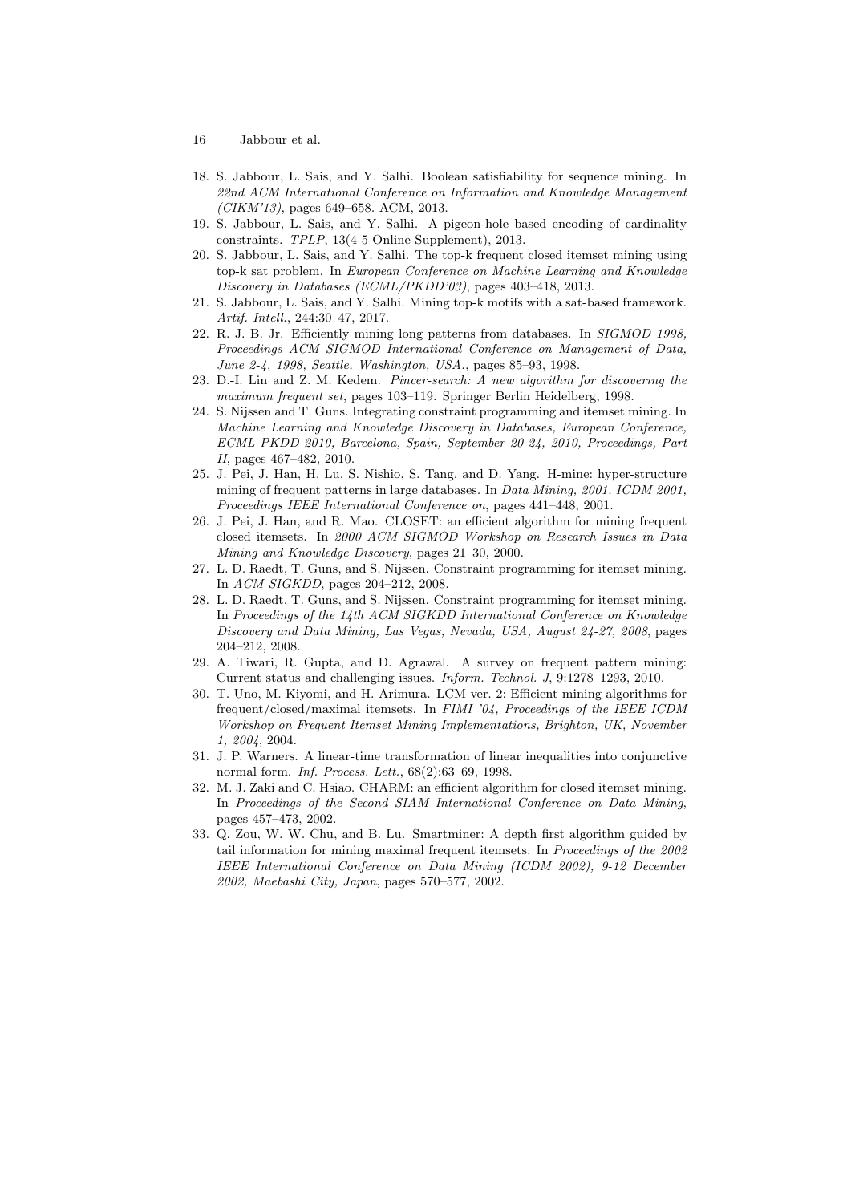18. S. Jabbour, L. Sais, and Y. Salhi. Boolean satisfiability for sequence mining. In *22nd ACM International Conference on Information and Knowledge Management (CIKM'13)*, pages 649–658. ACM, 2013.
19. S. Jabbour, L. Sais, and Y. Salhi. A pigeon-hole based encoding of cardinality constraints. *TPLP*, 13(4-5-Online-Supplement), 2013.
20. S. Jabbour, L. Sais, and Y. Salhi. The top-k frequent closed itemset mining using top-k sat problem. In *European Conference on Machine Learning and Knowledge Discovery in Databases (ECML/PKDD'03)*, pages 403–418, 2013.
21. S. Jabbour, L. Sais, and Y. Salhi. Mining top-k motifs with a sat-based framework. *Artif. Intell.*, 244:30–47, 2017.
22. R. J. B. Jr. Efficiently mining long patterns from databases. In *SIGMOD 1998, Proceedings ACM SIGMOD International Conference on Management of Data, June 2-4, 1998, Seattle, Washington, USA.*, pages 85–93, 1998.
23. D.-I. Lin and Z. M. Kedem. *Pincer-search: A new algorithm for discovering the maximum frequent set*, pages 103–119. Springer Berlin Heidelberg, 1998.
24. S. Nijssen and T. Guns. Integrating constraint programming and itemset mining. In *Machine Learning and Knowledge Discovery in Databases, European Conference, ECML PKDD 2010, Barcelona, Spain, September 20-24, 2010, Proceedings, Part II*, pages 467–482, 2010.
25. J. Pei, J. Han, H. Lu, S. Nishio, S. Tang, and D. Yang. H-mine: hyper-structure mining of frequent patterns in large databases. In *Data Mining, 2001. ICDM 2001, Proceedings IEEE International Conference on*, pages 441–448, 2001.
26. J. Pei, J. Han, and R. Mao. CLOSET: an efficient algorithm for mining frequent closed itemsets. In *2000 ACM SIGMOD Workshop on Research Issues in Data Mining and Knowledge Discovery*, pages 21–30, 2000.
27. L. D. Raedt, T. Guns, and S. Nijssen. Constraint programming for itemset mining. In *ACM SIGKDD*, pages 204–212, 2008.
28. L. D. Raedt, T. Guns, and S. Nijssen. Constraint programming for itemset mining. In *Proceedings of the 14th ACM SIGKDD International Conference on Knowledge Discovery and Data Mining, Las Vegas, Nevada, USA, August 24-27, 2008*, pages 204–212, 2008.
29. A. Tiwari, R. Gupta, and D. Agrawal. A survey on frequent pattern mining: Current status and challenging issues. *Inform. Technol. J*, 9:1278–1293, 2010.
30. T. Uno, M. Kiyomi, and H. Arimura. LCM ver. 2: Efficient mining algorithms for frequent/closed/maximal itemsets. In *FIMI '04, Proceedings of the IEEE ICDM Workshop on Frequent Itemset Mining Implementations, Brighton, UK, November 1, 2004*, 2004.
31. J. P. Warners. A linear-time transformation of linear inequalities into conjunctive normal form. *Inf. Process. Lett.*, 68(2):63–69, 1998.
32. M. J. Zaki and C. Hsiao. CHARM: an efficient algorithm for closed itemset mining. In *Proceedings of the Second SIAM International Conference on Data Mining*, pages 457–473, 2002.
33. Q. Zou, W. W. Chu, and B. Lu. Smartminer: A depth first algorithm guided by tail information for mining maximal frequent itemsets. In *Proceedings of the 2002 IEEE International Conference on Data Mining (ICDM 2002), 9-12 December 2002, Maebashi City, Japan*, pages 570–577, 2002.